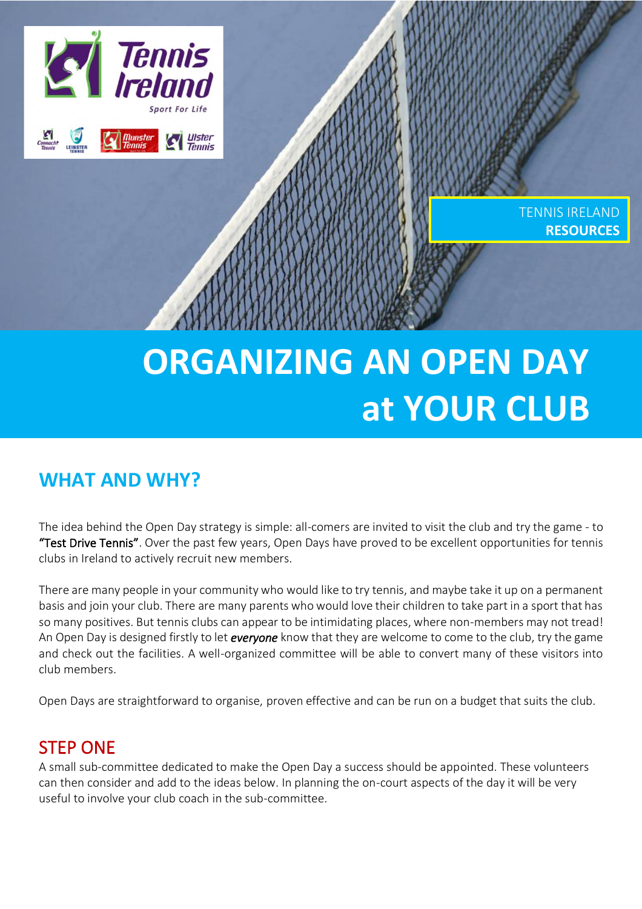TENNIS IRELAND **RESOURCES**

# ORGANIZING AN OPEN DAY at YOUR CLUB

## WHAT AND WHY?

The idea behind the Open Day strategy is simple: all-comers are invited to visit the club and try the game - to "Test Drive Tennis". Over the past few years, Open Days have proved to be excellent opportunities for tennis clubs in Ireland to actively recruit new members.

There are many people in your community who would like to try tennis, and maybe take it up on a permanent basis and join your club. There are many parents who would love their children to take part in a sport that has so many positives. But tennis clubs can appear to be intimidating places, where non-members may not tread! An Open Day is designed firstly to let ***everyone*** know that they are welcome to come to the club, try the game and check out the facilities. A well-organized committee will be able to convert many of these visitors into club members.

Open Days are straightforward to organise, proven effective and can be run on a budget that suits the club.

## STEP ONE

A small sub-committee dedicated to make the Open Day a success should be appointed. These volunteers can then consider and add to the ideas below. In planning the on-court aspects of the day it will be very useful to involve your club coach in the sub-committee.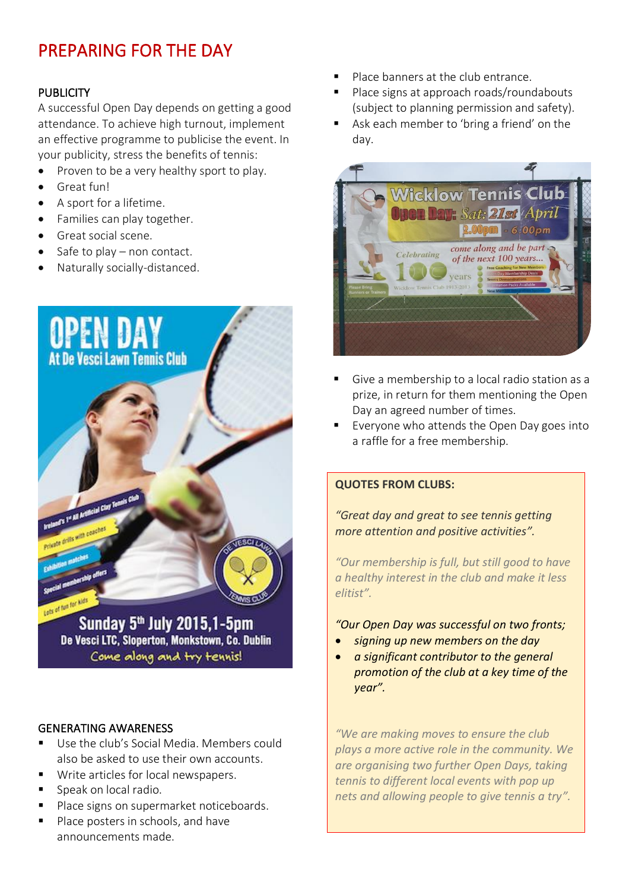# PREPARING FOR THE DAY

## PUBLICITY

A successful Open Day depends on getting a good attendance. To achieve high turnout, implement an effective programme to publicise the event. In your publicity, stress the benefits of tennis:

- Proven to be a very healthy sport to play.
- Great fun!
- A sport for a lifetime.
- Families can play together.
- Great social scene.
- Safe to play – non contact.
- Naturally socially-distanced.

## GENERATING AWARENESS

- Use the club's Social Media. Members could also be asked to use their own accounts.
- Write articles for local newspapers.
- Speak on local radio.
- Place signs on supermarket noticeboards.
- Place posters in schools, and have announcements made.
- Place banners at the club entrance.
- Place signs at approach roads/roundabouts (subject to planning permission and safety).
- Ask each member to 'bring a friend' on the day.
- Give a membership to a local radio station as a prize, in return for them mentioning the Open Day an agreed number of times.
- Everyone who attends the Open Day goes into a raffle for a free membership.

**QUOTES FROM CLUBS:**

*"Great day and great to see tennis getting more attention and positive activities".*

*"Our membership is full, but still good to have a healthy interest in the club and make it less elitist".*

*"Our Open Day was successful on two fronts;*

- *signing up new members on the day*
- *a significant contributor to the general promotion of the club at a key time of the year".*

*"We are making moves to ensure the club plays a more active role in the community. We are organising two further Open Days, taking tennis to different local events with pop up nets and allowing people to give tennis a try".*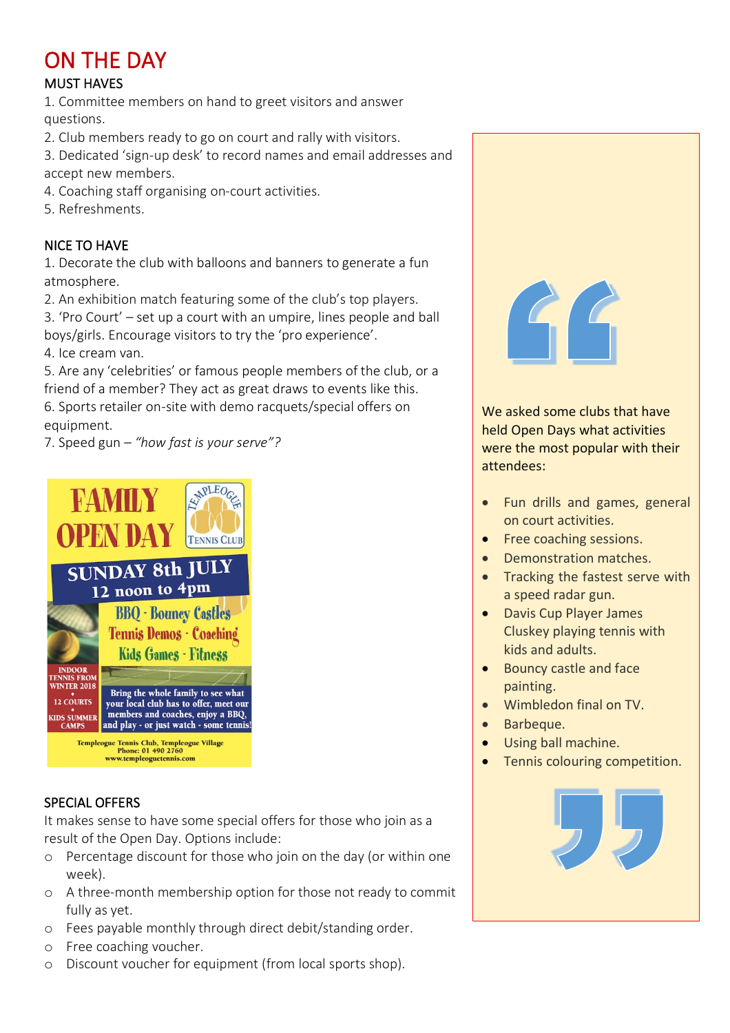# ON THE DAY

## MUST HAVES

1. Committee members on hand to greet visitors and answer questions.
2. Club members ready to go on court and rally with visitors.
3. Dedicated 'sign-up desk' to record names and email addresses and accept new members.
4. Coaching staff organising on-court activities.
5. Refreshments.

## NICE TO HAVE

1. Decorate the club with balloons and banners to generate a fun atmosphere.
2. An exhibition match featuring some of the club's top players.
3. 'Pro Court' – set up a court with an umpire, lines people and ball boys/girls. Encourage visitors to try the 'pro experience'.
4. Ice cream van.
5. Are any 'celebrities' or famous people members of the club, or a friend of a member? They act as great draws to events like this.
6. Sports retailer on-site with demo racquets/special offers on equipment.
7. Speed gun – *"how fast is your serve"?*

FAMILY OPEN DAY

TEMPLEOGUE TENNIS CLUB

SUNDAY 8th JULY
12 noon to 4pm

BBQ · Bouncy Castles
Tennis Demos · Coaching
Kids Games · Fitness

INDOOR TENNIS FROM WINTER 2018 • 12 COURTS • KIDS SUMMER CAMPS

Bring the whole family to see what your local club has to offer, meet our members and coaches, enjoy a BBQ, and play - or just watch - some tennis!

Templeogue Tennis Club, Templeogue Village
Phone: 01 490 2760
www.templeoguetennis.com

## SPECIAL OFFERS

It makes sense to have some special offers for those who join as a result of the Open Day. Options include:

- Percentage discount for those who join on the day (or within one week).
- A three-month membership option for those not ready to commit fully as yet.
- Fees payable monthly through direct debit/standing order.
- Free coaching voucher.
- Discount voucher for equipment (from local sports shop).

> We asked some clubs that have held Open Days what activities were the most popular with their attendees:
>
> - Fun drills and games, general on court activities.
> - Free coaching sessions.
> - Demonstration matches.
> - Tracking the fastest serve with a speed radar gun.
> - Davis Cup Player James Cluskey playing tennis with kids and adults.
> - Bouncy castle and face painting.
> - Wimbledon final on TV.
> - Barbeque.
> - Using ball machine.
> - Tennis colouring competition.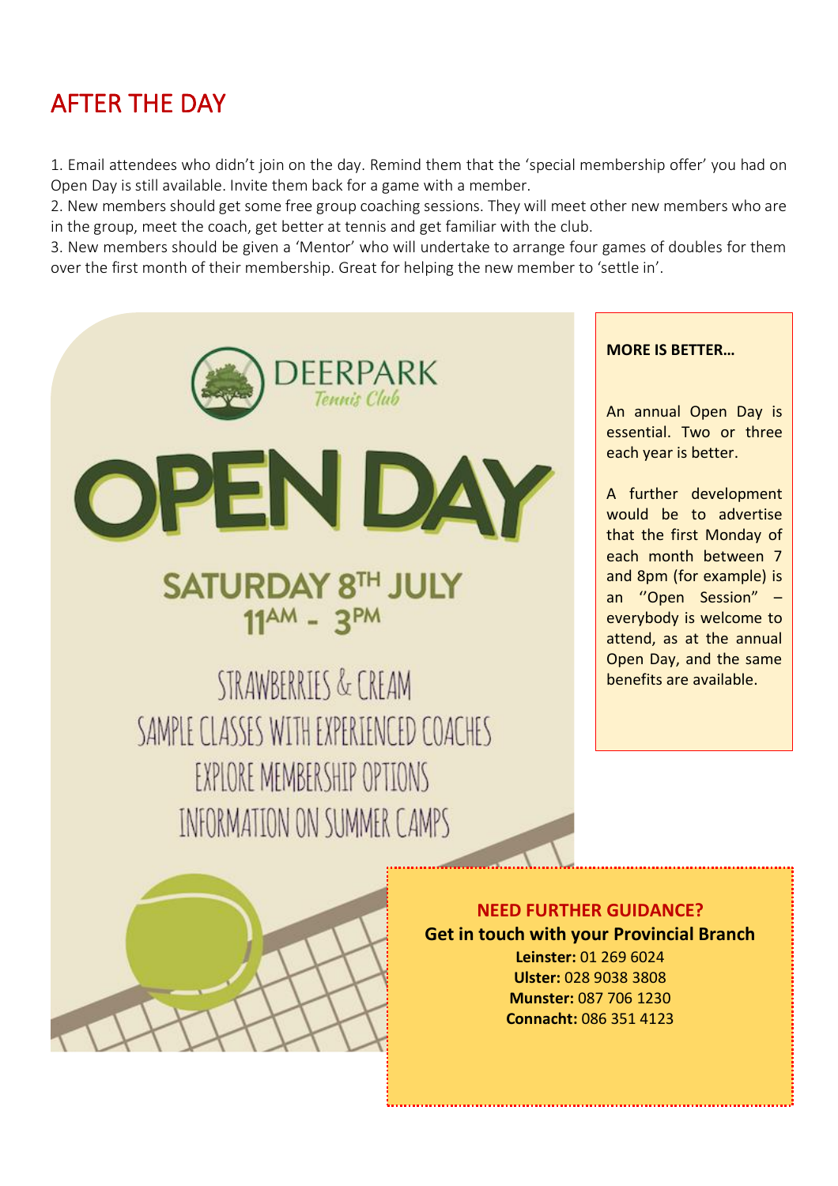# AFTER THE DAY

1. Email attendees who didn't join on the day. Remind them that the 'special membership offer' you had on Open Day is still available. Invite them back for a game with a member.
2. New members should get some free group coaching sessions. They will meet other new members who are in the group, meet the coach, get better at tennis and get familiar with the club.
3. New members should be given a 'Mentor' who will undertake to arrange four games of doubles for them over the first month of their membership. Great for helping the new member to 'settle in'.

DEERPARK
*Tennis Club*

OPEN DAY

SATURDAY 8TH JULY
11AM - 3PM

STRAWBERRIES & CREAM
SAMPLE CLASSES WITH EXPERIENCED COACHES
EXPLORE MEMBERSHIP OPTIONS
INFORMATION ON SUMMER CAMPS

**MORE IS BETTER…**

An annual Open Day is essential. Two or three each year is better.

A further development would be to advertise that the first Monday of each month between 7 and 8pm (for example) is an "Open Session" – everybody is welcome to attend, as at the annual Open Day, and the same benefits are available.

**NEED FURTHER GUIDANCE?**

**Get in touch with your Provincial Branch**

**Leinster:** 01 269 6024
**Ulster:** 028 9038 3808
**Munster:** 087 706 1230
**Connacht:** 086 351 4123